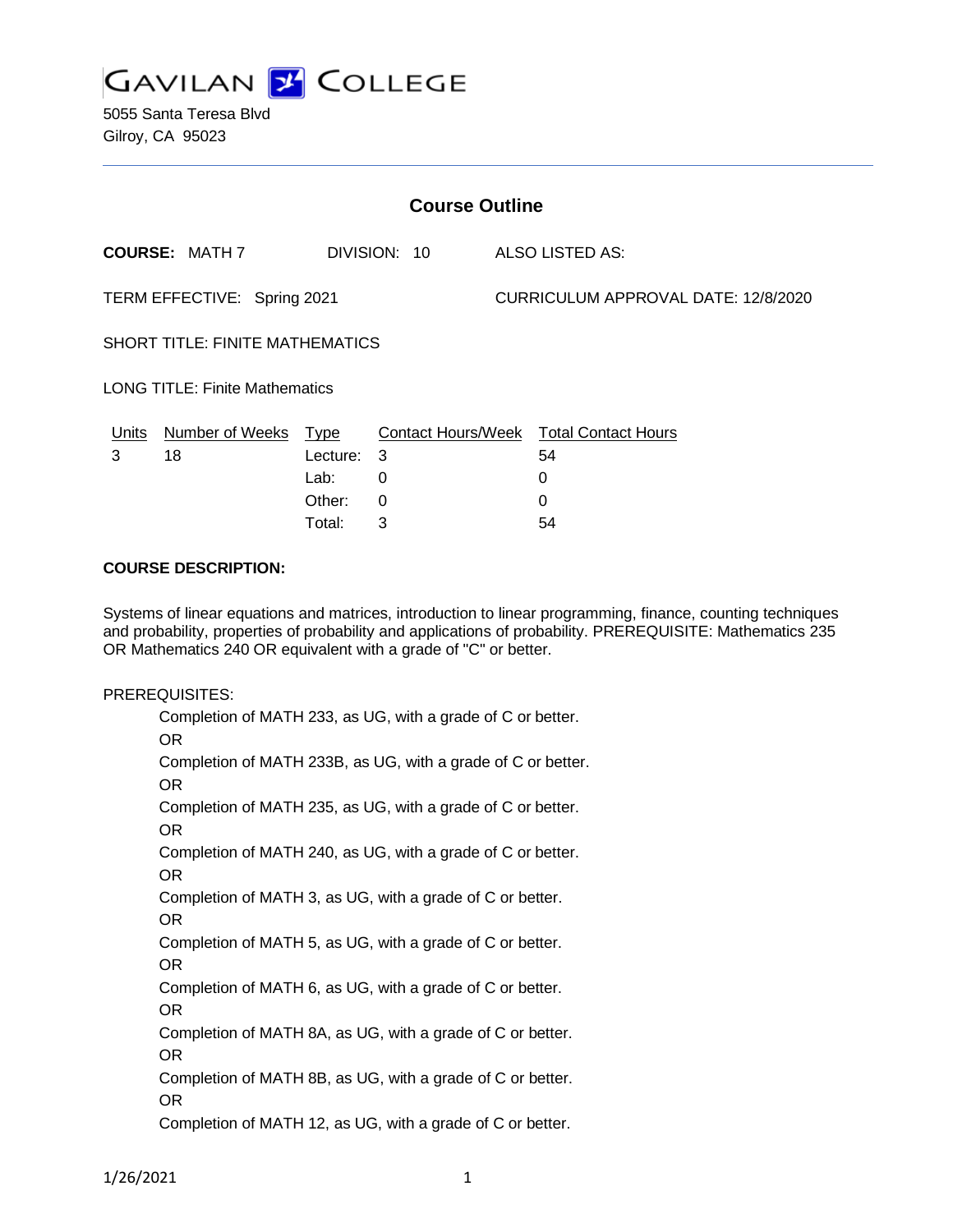# GAVILAN COLLEGE

5055 Santa Teresa Blvd
Gilroy, CA 95023

## Course Outline

**COURSE:** MATH 7 DIVISION: 10 ALSO LISTED AS:

TERM EFFECTIVE: Spring 2021 CURRICULUM APPROVAL DATE: 12/8/2020

SHORT TITLE: FINITE MATHEMATICS

LONG TITLE: Finite Mathematics

| Units | Number of Weeks | Type | Contact Hours/Week | Total Contact Hours |
|---|---|---|---|---|
| 3 | 18 | Lecture: | 3 | 54 |
| | | Lab: | 0 | 0 |
| | | Other: | 0 | 0 |
| | | Total: | 3 | 54 |

**COURSE DESCRIPTION:**

Systems of linear equations and matrices, introduction to linear programming, finance, counting techniques and probability, properties of probability and applications of probability. PREREQUISITE: Mathematics 235 OR Mathematics 240 OR equivalent with a grade of "C" or better.

PREREQUISITES:

Completion of MATH 233, as UG, with a grade of C or better.
OR
Completion of MATH 233B, as UG, with a grade of C or better.
OR
Completion of MATH 235, as UG, with a grade of C or better.
OR
Completion of MATH 240, as UG, with a grade of C or better.
OR
Completion of MATH 3, as UG, with a grade of C or better.
OR
Completion of MATH 5, as UG, with a grade of C or better.
OR
Completion of MATH 6, as UG, with a grade of C or better.
OR
Completion of MATH 8A, as UG, with a grade of C or better.
OR
Completion of MATH 8B, as UG, with a grade of C or better.
OR
Completion of MATH 12, as UG, with a grade of C or better.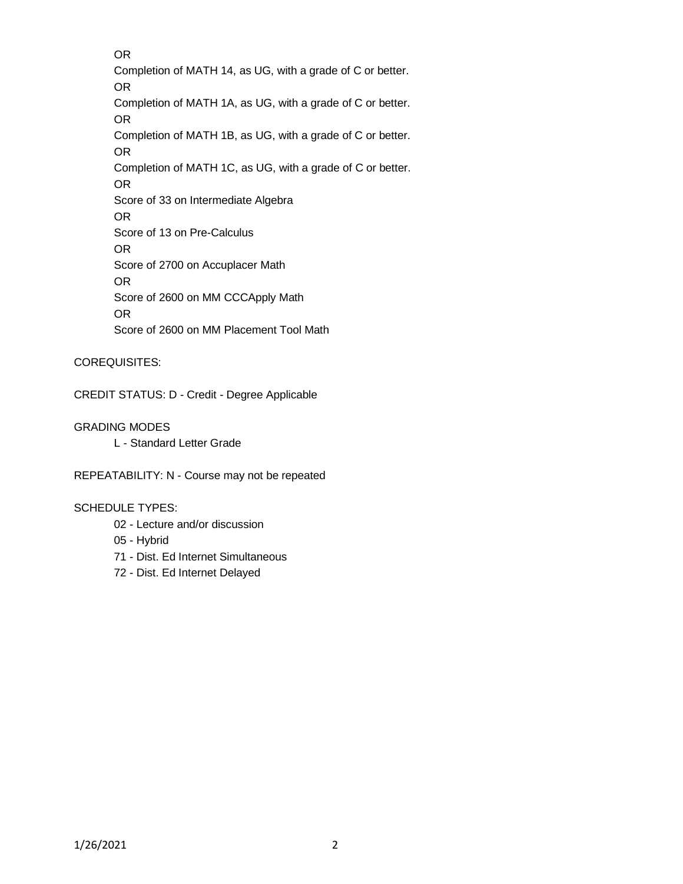OR

Completion of MATH 14, as UG, with a grade of C or better.

OR

Completion of MATH 1A, as UG, with a grade of C or better.

OR

Completion of MATH 1B, as UG, with a grade of C or better.

OR

Completion of MATH 1C, as UG, with a grade of C or better.

OR

Score of 33 on Intermediate Algebra

OR

Score of 13 on Pre-Calculus

OR

Score of 2700 on Accuplacer Math

OR

Score of 2600 on MM CCCApply Math

OR

Score of 2600 on MM Placement Tool Math

COREQUISITES:

CREDIT STATUS: D - Credit - Degree Applicable

GRADING MODES

- L - Standard Letter Grade

REPEATABILITY: N - Course may not be repeated

SCHEDULE TYPES:

- 02 - Lecture and/or discussion
- 05 - Hybrid
- 71 - Dist. Ed Internet Simultaneous
- 72 - Dist. Ed Internet Delayed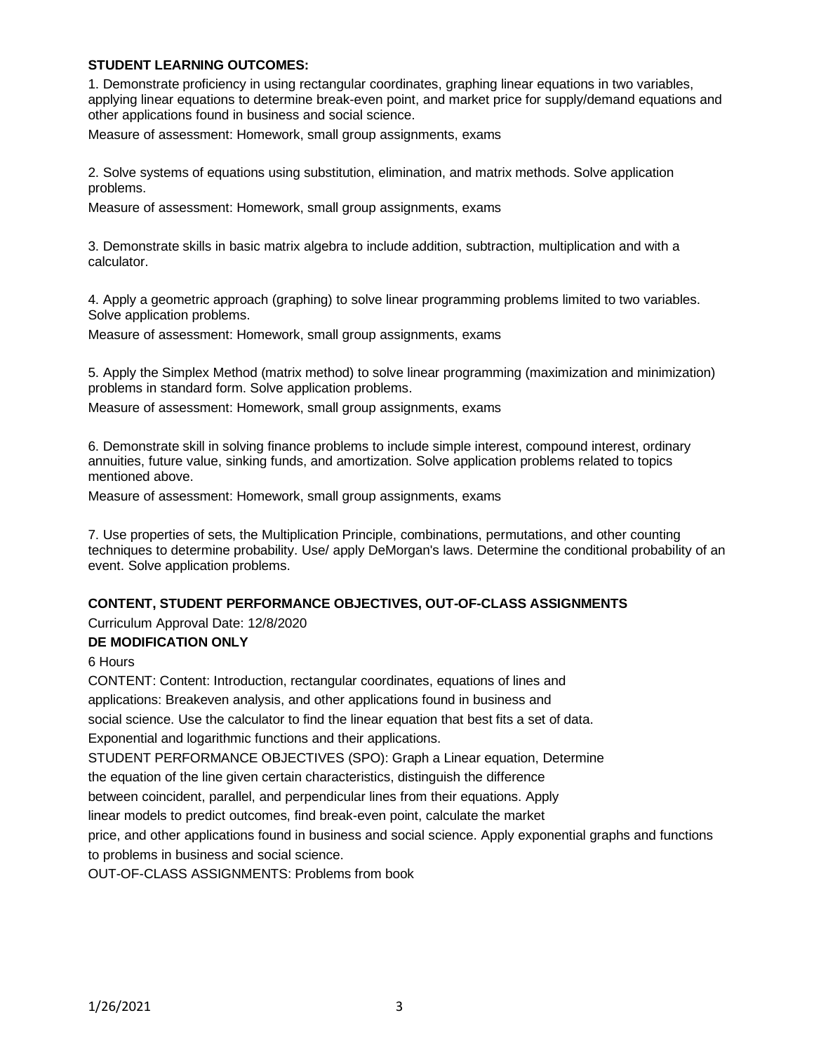**STUDENT LEARNING OUTCOMES:**

1. Demonstrate proficiency in using rectangular coordinates, graphing linear equations in two variables, applying linear equations to determine break-even point, and market price for supply/demand equations and other applications found in business and social science.

Measure of assessment: Homework, small group assignments, exams

2. Solve systems of equations using substitution, elimination, and matrix methods. Solve application problems.

Measure of assessment: Homework, small group assignments, exams

3. Demonstrate skills in basic matrix algebra to include addition, subtraction, multiplication and with a calculator.

4. Apply a geometric approach (graphing) to solve linear programming problems limited to two variables. Solve application problems.

Measure of assessment: Homework, small group assignments, exams

5. Apply the Simplex Method (matrix method) to solve linear programming (maximization and minimization) problems in standard form. Solve application problems.

Measure of assessment: Homework, small group assignments, exams

6. Demonstrate skill in solving finance problems to include simple interest, compound interest, ordinary annuities, future value, sinking funds, and amortization. Solve application problems related to topics mentioned above.

Measure of assessment: Homework, small group assignments, exams

7. Use properties of sets, the Multiplication Principle, combinations, permutations, and other counting techniques to determine probability. Use/ apply DeMorgan's laws. Determine the conditional probability of an event. Solve application problems.

**CONTENT, STUDENT PERFORMANCE OBJECTIVES, OUT-OF-CLASS ASSIGNMENTS**

Curriculum Approval Date: 12/8/2020

**DE MODIFICATION ONLY**

6 Hours

CONTENT: Content: Introduction, rectangular coordinates, equations of lines and applications: Breakeven analysis, and other applications found in business and social science. Use the calculator to find the linear equation that best fits a set of data. Exponential and logarithmic functions and their applications.

STUDENT PERFORMANCE OBJECTIVES (SPO): Graph a Linear equation, Determine the equation of the line given certain characteristics, distinguish the difference between coincident, parallel, and perpendicular lines from their equations. Apply linear models to predict outcomes, find break-even point, calculate the market price, and other applications found in business and social science. Apply exponential graphs and functions to problems in business and social science.

OUT-OF-CLASS ASSIGNMENTS: Problems from book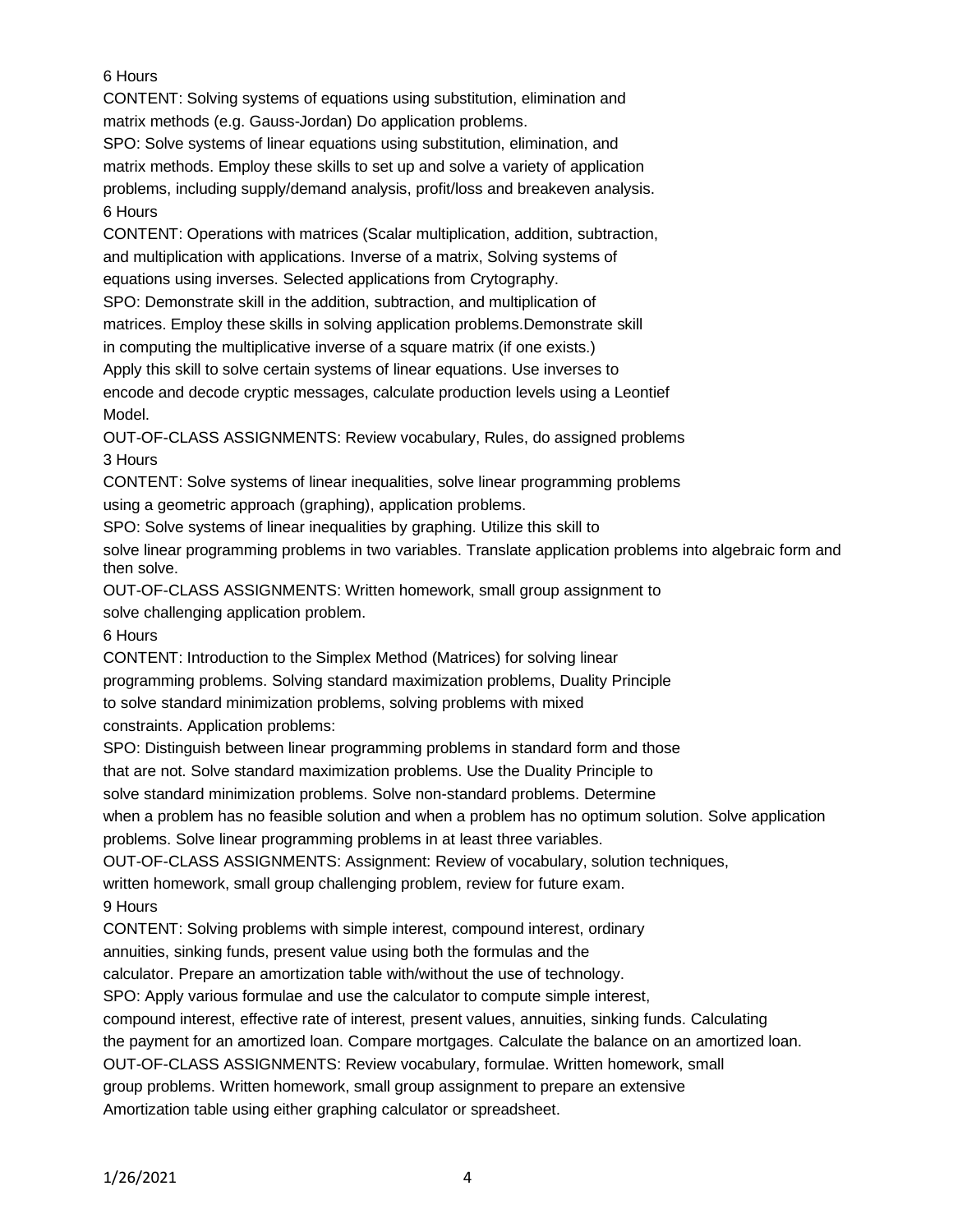6 Hours

CONTENT: Solving systems of equations using substitution, elimination and matrix methods (e.g. Gauss-Jordan) Do application problems.

SPO: Solve systems of linear equations using substitution, elimination, and matrix methods. Employ these skills to set up and solve a variety of application problems, including supply/demand analysis, profit/loss and breakeven analysis.

6 Hours

CONTENT: Operations with matrices (Scalar multiplication, addition, subtraction, and multiplication with applications. Inverse of a matrix, Solving systems of equations using inverses. Selected applications from Crytography.

SPO: Demonstrate skill in the addition, subtraction, and multiplication of matrices. Employ these skills in solving application problems.Demonstrate skill in computing the multiplicative inverse of a square matrix (if one exists.) Apply this skill to solve certain systems of linear equations. Use inverses to encode and decode cryptic messages, calculate production levels using a Leontief Model.

OUT-OF-CLASS ASSIGNMENTS: Review vocabulary, Rules, do assigned problems

3 Hours

CONTENT: Solve systems of linear inequalities, solve linear programming problems using a geometric approach (graphing), application problems.

SPO: Solve systems of linear inequalities by graphing. Utilize this skill to solve linear programming problems in two variables. Translate application problems into algebraic form and then solve.

OUT-OF-CLASS ASSIGNMENTS: Written homework, small group assignment to solve challenging application problem.

6 Hours

CONTENT: Introduction to the Simplex Method (Matrices) for solving linear programming problems. Solving standard maximization problems, Duality Principle to solve standard minimization problems, solving problems with mixed constraints. Application problems:

SPO: Distinguish between linear programming problems in standard form and those that are not. Solve standard maximization problems. Use the Duality Principle to solve standard minimization problems. Solve non-standard problems. Determine when a problem has no feasible solution and when a problem has no optimum solution. Solve application problems. Solve linear programming problems in at least three variables.

OUT-OF-CLASS ASSIGNMENTS: Assignment: Review of vocabulary, solution techniques, written homework, small group challenging problem, review for future exam.

9 Hours

CONTENT: Solving problems with simple interest, compound interest, ordinary annuities, sinking funds, present value using both the formulas and the calculator. Prepare an amortization table with/without the use of technology.

SPO: Apply various formulae and use the calculator to compute simple interest, compound interest, effective rate of interest, present values, annuities, sinking funds. Calculating the payment for an amortized loan. Compare mortgages. Calculate the balance on an amortized loan.

OUT-OF-CLASS ASSIGNMENTS: Review vocabulary, formulae. Written homework, small group problems. Written homework, small group assignment to prepare an extensive Amortization table using either graphing calculator or spreadsheet.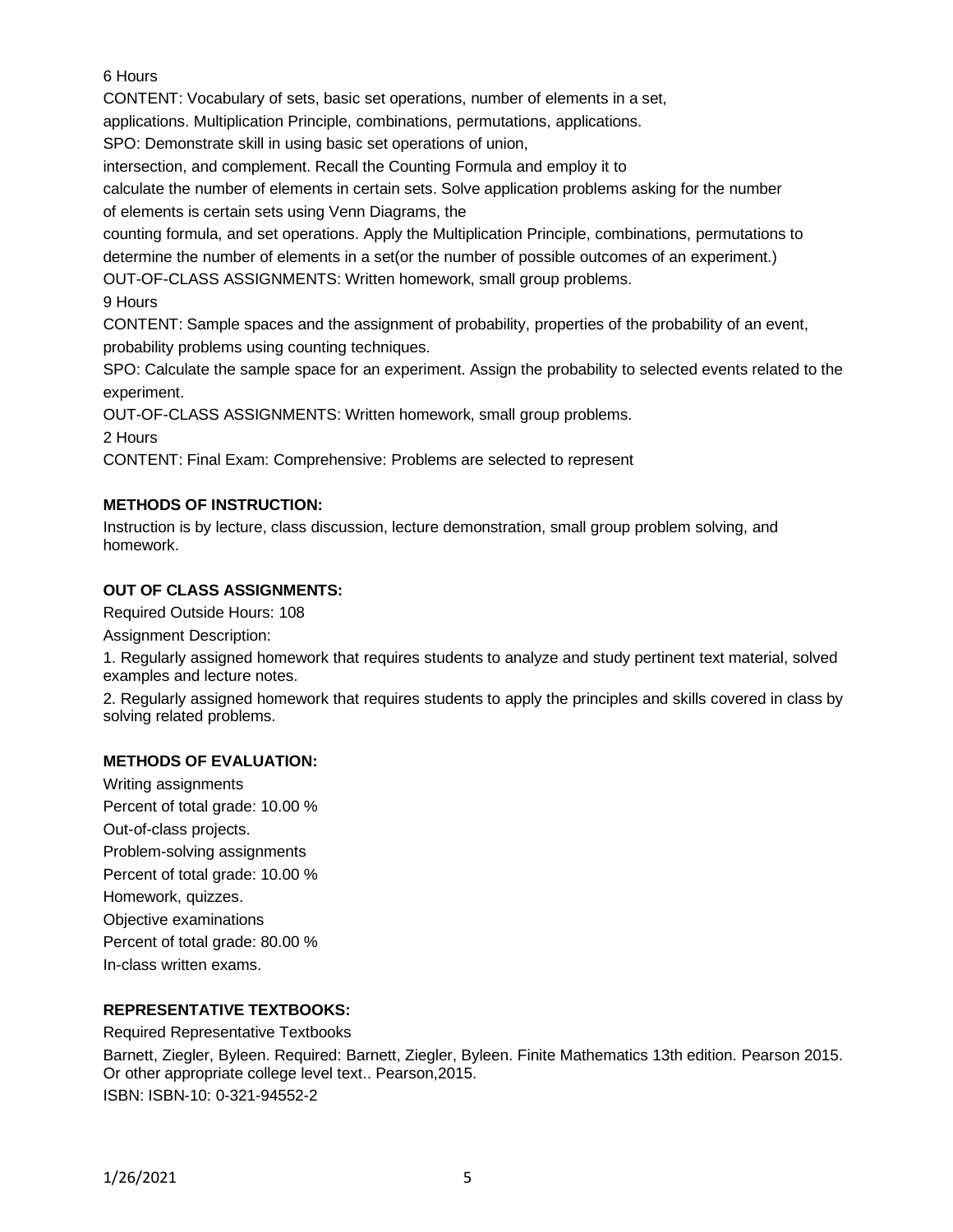6 Hours

CONTENT: Vocabulary of sets, basic set operations, number of elements in a set, applications. Multiplication Principle, combinations, permutations, applications.

SPO: Demonstrate skill in using basic set operations of union, intersection, and complement. Recall the Counting Formula and employ it to calculate the number of elements in certain sets. Solve application problems asking for the number of elements is certain sets using Venn Diagrams, the counting formula, and set operations. Apply the Multiplication Principle, combinations, permutations to determine the number of elements in a set(or the number of possible outcomes of an experiment.)

OUT-OF-CLASS ASSIGNMENTS: Written homework, small group problems.

9 Hours

CONTENT: Sample spaces and the assignment of probability, properties of the probability of an event, probability problems using counting techniques.

SPO: Calculate the sample space for an experiment. Assign the probability to selected events related to the experiment.

OUT-OF-CLASS ASSIGNMENTS: Written homework, small group problems.

2 Hours

CONTENT: Final Exam: Comprehensive: Problems are selected to represent

**METHODS OF INSTRUCTION:**

Instruction is by lecture, class discussion, lecture demonstration, small group problem solving, and homework.

**OUT OF CLASS ASSIGNMENTS:**

Required Outside Hours: 108

Assignment Description:

1. Regularly assigned homework that requires students to analyze and study pertinent text material, solved examples and lecture notes.
2. Regularly assigned homework that requires students to apply the principles and skills covered in class by solving related problems.

**METHODS OF EVALUATION:**

Writing assignments
Percent of total grade: 10.00 %
Out-of-class projects.
Problem-solving assignments
Percent of total grade: 10.00 %
Homework, quizzes.
Objective examinations
Percent of total grade: 80.00 %
In-class written exams.

**REPRESENTATIVE TEXTBOOKS:**

Required Representative Textbooks

Barnett, Ziegler, Byleen. Required: Barnett, Ziegler, Byleen. Finite Mathematics 13th edition. Pearson 2015. Or other appropriate college level text.. Pearson,2015.

ISBN: ISBN-10: 0-321-94552-2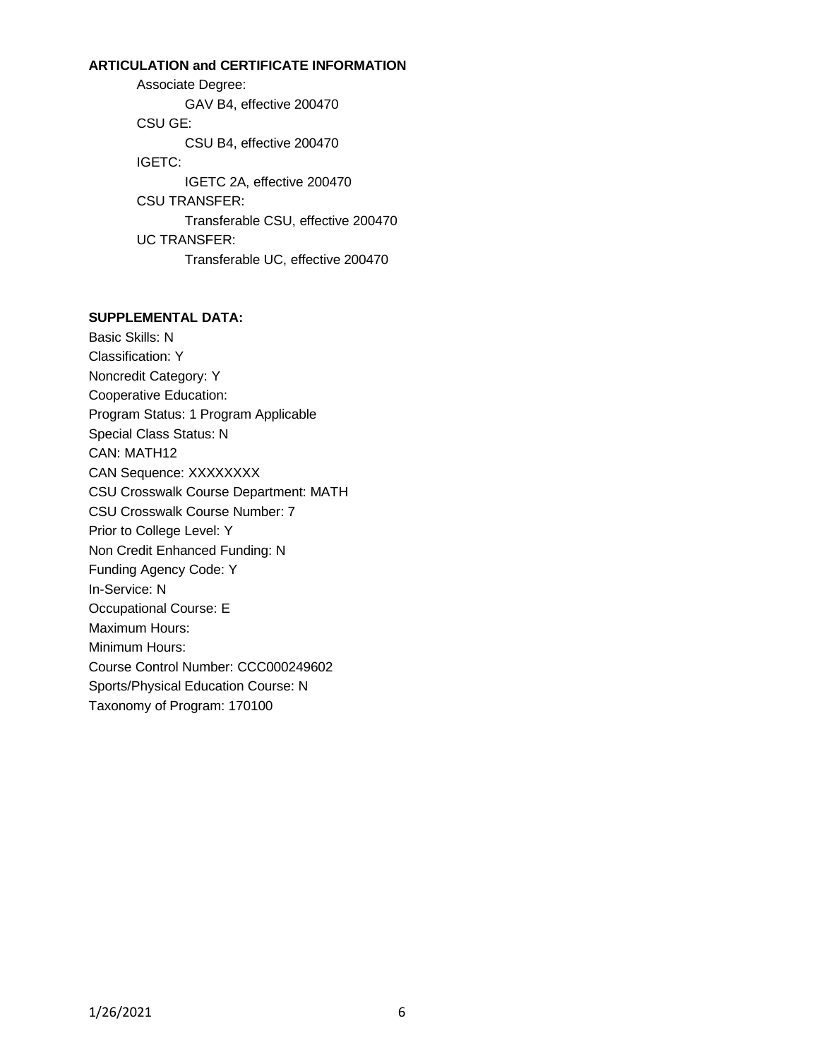**ARTICULATION and CERTIFICATE INFORMATION**

Associate Degree:

GAV B4, effective 200470

CSU GE:

CSU B4, effective 200470

IGETC:

IGETC 2A, effective 200470

CSU TRANSFER:

Transferable CSU, effective 200470

UC TRANSFER:

Transferable UC, effective 200470

**SUPPLEMENTAL DATA:**

Basic Skills: N
Classification: Y
Noncredit Category: Y
Cooperative Education:
Program Status: 1 Program Applicable
Special Class Status: N
CAN: MATH12
CAN Sequence: XXXXXXXX
CSU Crosswalk Course Department: MATH
CSU Crosswalk Course Number: 7
Prior to College Level: Y
Non Credit Enhanced Funding: N
Funding Agency Code: Y
In-Service: N
Occupational Course: E
Maximum Hours:
Minimum Hours:
Course Control Number: CCC000249602
Sports/Physical Education Course: N
Taxonomy of Program: 170100